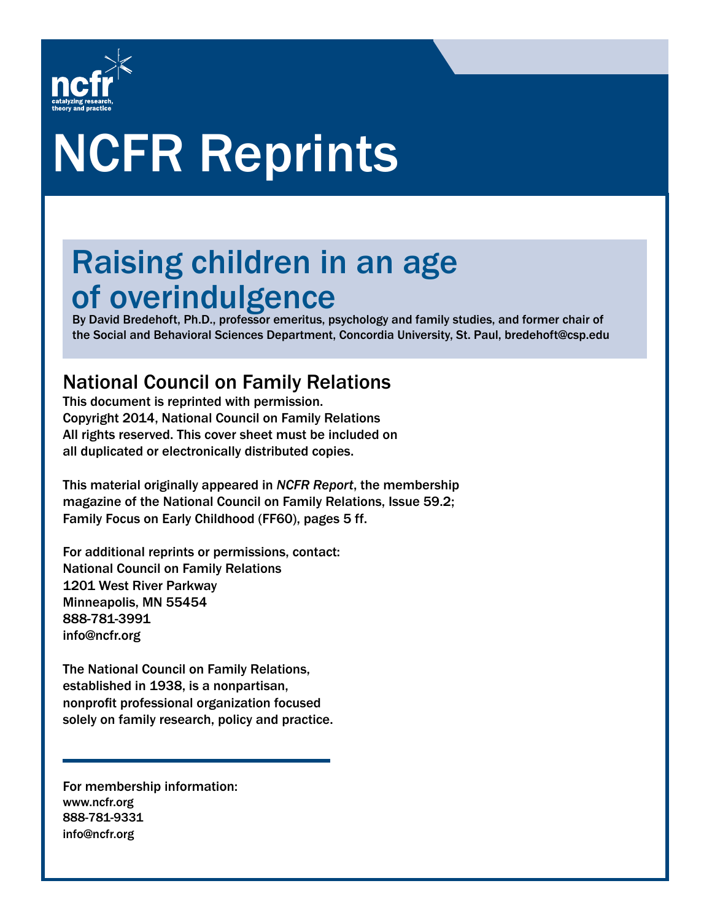ncfr
catalyzing research, theory and practice

# NCFR Reprints

## Raising children in an age of overindulgence

By David Bredehoft, Ph.D., professor emeritus, psychology and family studies, and former chair of the Social and Behavioral Sciences Department, Concordia University, St. Paul, bredehoft@csp.edu

### National Council on Family Relations

This document is reprinted with permission.
Copyright 2014, National Council on Family Relations
All rights reserved. This cover sheet must be included on all duplicated or electronically distributed copies.

This material originally appeared in *NCFR Report*, the membership magazine of the National Council on Family Relations, Issue 59.2; Family Focus on Early Childhood (FF60), pages 5 ff.

For additional reprints or permissions, contact:
National Council on Family Relations
1201 West River Parkway
Minneapolis, MN 55454
888-781-3991
info@ncfr.org

The National Council on Family Relations, established in 1938, is a nonpartisan, nonprofit professional organization focused solely on family research, policy and practice.

For membership information:
www.ncfr.org
888-781-9331
info@ncfr.org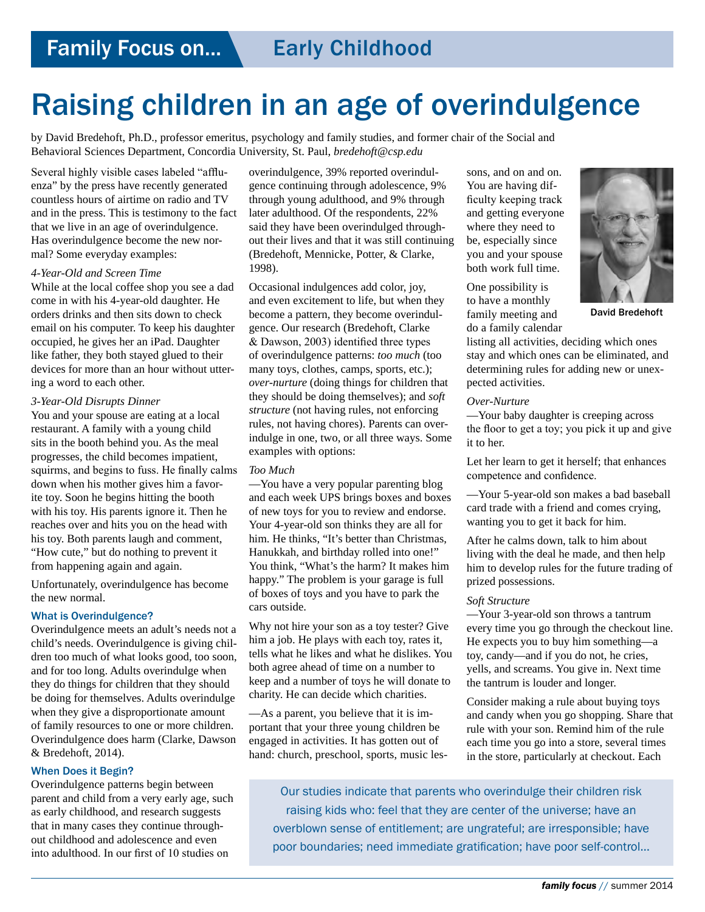# Family Focus on... Early Childhood

# Raising children in an age of overindulgence

by David Bredehoft, Ph.D., professor emeritus, psychology and family studies, and former chair of the Social and Behavioral Sciences Department, Concordia University, St. Paul, *bredehoft@csp.edu*

Several highly visible cases labeled "affluenza" by the press have recently generated countless hours of airtime on radio and TV and in the press. This is testimony to the fact that we live in an age of overindulgence. Has overindulgence become the new normal? Some everyday examples:

*4-Year-Old and Screen Time*
While at the local coffee shop you see a dad come in with his 4-year-old daughter. He orders drinks and then sits down to check email on his computer. To keep his daughter occupied, he gives her an iPad. Daughter like father, they both stayed glued to their devices for more than an hour without uttering a word to each other.

*3-Year-Old Disrupts Dinner*
You and your spouse are eating at a local restaurant. A family with a young child sits in the booth behind you. As the meal progresses, the child becomes impatient, squirms, and begins to fuss. He finally calms down when his mother gives him a favorite toy. Soon he begins hitting the booth with his toy. His parents ignore it. Then he reaches over and hits you on the head with his toy. Both parents laugh and comment, "How cute," but do nothing to prevent it from happening again and again.

Unfortunately, overindulgence has become the new normal.

## What is Overindulgence?

Overindulgence meets an adult's needs not a child's needs. Overindulgence is giving children too much of what looks good, too soon, and for too long. Adults overindulge when they do things for children that they should be doing for themselves. Adults overindulge when they give a disproportionate amount of family resources to one or more children. Overindulgence does harm (Clarke, Dawson & Bredehoft, 2014).

## When Does it Begin?

Overindulgence patterns begin between parent and child from a very early age, such as early childhood, and research suggests that in many cases they continue throughout childhood and adolescence and even into adulthood. In our first of 10 studies on overindulgence, 39% reported overindulgence continuing through adolescence, 9% through young adulthood, and 9% through later adulthood. Of the respondents, 22% said they have been overindulged throughout their lives and that it was still continuing (Bredehoft, Mennicke, Potter, & Clarke, 1998).

Occasional indulgences add color, joy, and even excitement to life, but when they become a pattern, they become overindulgence. Our research (Bredehoft, Clarke & Dawson, 2003) identified three types of overindulgence patterns: *too much* (too many toys, clothes, camps, sports, etc.); *over-nurture* (doing things for children that they should be doing themselves); and *soft structure* (not having rules, not enforcing rules, not having chores). Parents can overindulge in one, two, or all three ways. Some examples with options:

*Too Much*
—You have a very popular parenting blog and each week UPS brings boxes and boxes of new toys for you to review and endorse. Your 4-year-old son thinks they are all for him. He thinks, "It's better than Christmas, Hanukkah, and birthday rolled into one!" You think, "What's the harm? It makes him happy." The problem is your garage is full of boxes of toys and you have to park the cars outside.

Why not hire your son as a toy tester? Give him a job. He plays with each toy, rates it, tells what he likes and what he dislikes. You both agree ahead of time on a number to keep and a number of toys he will donate to charity. He can decide which charities.

—As a parent, you believe that it is important that your three young children be engaged in activities. It has gotten out of hand: church, preschool, sports, music lessons, and on and on. You are having difficulty keeping track and getting everyone where they need to be, especially since you and your spouse both work full time.

One possibility is to have a monthly family meeting and do a family calendar listing all activities, deciding which ones stay and which ones can be eliminated, and determining rules for adding new or unexpected activities.

David Bredehoft

*Over-Nurture*
—Your baby daughter is creeping across the floor to get a toy; you pick it up and give it to her.

Let her learn to get it herself; that enhances competence and confidence.

—Your 5-year-old son makes a bad baseball card trade with a friend and comes crying, wanting you to get it back for him.

After he calms down, talk to him about living with the deal he made, and then help him to develop rules for the future trading of prized possessions.

*Soft Structure*
—Your 3-year-old son throws a tantrum every time you go through the checkout line. He expects you to buy him something—a toy, candy—and if you do not, he cries, yells, and screams. You give in. Next time the tantrum is louder and longer.

Consider making a rule about buying toys and candy when you go shopping. Share that rule with your son. Remind him of the rule each time you go into a store, several times in the store, particularly at checkout. Each

> Our studies indicate that parents who overindulge their children risk raising kids who: feel that they are center of the universe; have an overblown sense of entitlement; are ungrateful; are irresponsible; have poor boundaries; need immediate gratification; have poor self-control...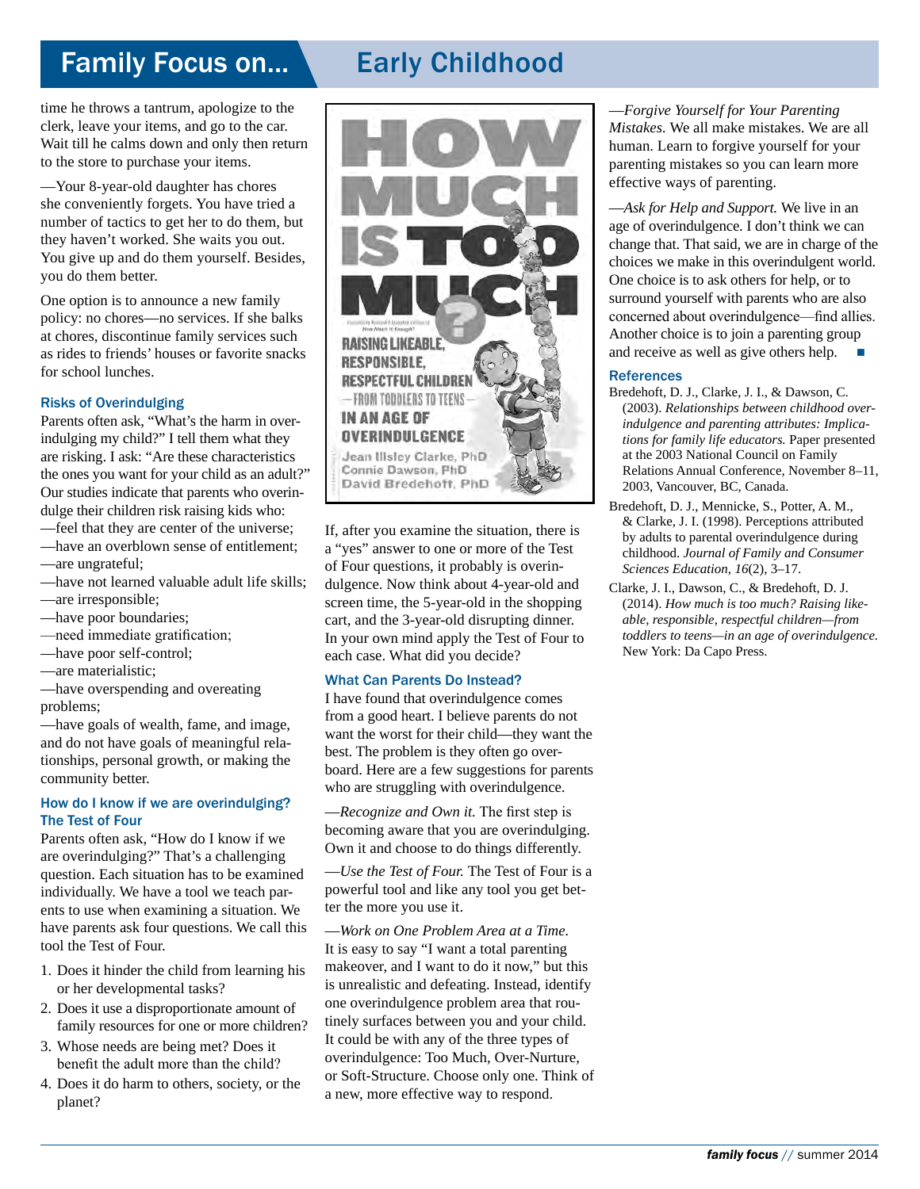time he throws a tantrum, apologize to the clerk, leave your items, and go to the car. Wait till he calms down and only then return to the store to purchase your items.

—Your 8-year-old daughter has chores she conveniently forgets. You have tried a number of tactics to get her to do them, but they haven't worked. She waits you out. You give up and do them yourself. Besides, you do them better.

One option is to announce a new family policy: no chores—no services. If she balks at chores, discontinue family services such as rides to friends' houses or favorite snacks for school lunches.

### Risks of Overindulging

Parents often ask, "What's the harm in overindulging my child?" I tell them what they are risking. I ask: "Are these characteristics the ones you want for your child as an adult?" Our studies indicate that parents who overindulge their children risk raising kids who:

—feel that they are center of the universe;
—have an overblown sense of entitlement;
—are ungrateful;
—have not learned valuable adult life skills;
—are irresponsible;
—have poor boundaries;
—need immediate gratification;
—have poor self-control;
—are materialistic;
—have overspending and overeating problems;
—have goals of wealth, fame, and image, and do not have goals of meaningful relationships, personal growth, or making the community better.

### How do I know if we are overindulging? The Test of Four

Parents often ask, "How do I know if we are overindulging?" That's a challenging question. Each situation has to be examined individually. We have a tool we teach parents to use when examining a situation. We have parents ask four questions. We call this tool the Test of Four.

1. Does it hinder the child from learning his or her developmental tasks?
2. Does it use a disproportionate amount of family resources for one or more children?
3. Whose needs are being met? Does it benefit the adult more than the child?
4. Does it do harm to others, society, or the planet?

If, after you examine the situation, there is a "yes" answer to one or more of the Test of Four questions, it probably is overindulgence. Now think about 4-year-old and screen time, the 5-year-old in the shopping cart, and the 3-year-old disrupting dinner. In your own mind apply the Test of Four to each case. What did you decide?

### What Can Parents Do Instead?

I have found that overindulgence comes from a good heart. I believe parents do not want the worst for their child—they want the best. The problem is they often go overboard. Here are a few suggestions for parents who are struggling with overindulgence.

—*Recognize and Own it.* The first step is becoming aware that you are overindulging. Own it and choose to do things differently.

—*Use the Test of Four.* The Test of Four is a powerful tool and like any tool you get better the more you use it.

—*Work on One Problem Area at a Time.* It is easy to say "I want a total parenting makeover, and I want to do it now," but this is unrealistic and defeating. Instead, identify one overindulgence problem area that routinely surfaces between you and your child. It could be with any of the three types of overindulgence: Too Much, Over-Nurture, or Soft-Structure. Choose only one. Think of a new, more effective way to respond.

—*Forgive Yourself for Your Parenting Mistakes.* We all make mistakes. We are all human. Learn to forgive yourself for your parenting mistakes so you can learn more effective ways of parenting.

—*Ask for Help and Support.* We live in an age of overindulgence. I don't think we can change that. That said, we are in charge of the choices we make in this overindulgent world. One choice is to ask others for help, or to surround yourself with parents who are also concerned about overindulgence—find allies. Another choice is to join a parenting group and receive as well as give others help. ■

### References

Bredehoft, D. J., Clarke, J. I., & Dawson, C. (2003). *Relationships between childhood overindulgence and parenting attributes: Implications for family life educators.* Paper presented at the 2003 National Council on Family Relations Annual Conference, November 8–11, 2003, Vancouver, BC, Canada.

Bredehoft, D. J., Mennicke, S., Potter, A. M., & Clarke, J. I. (1998). Perceptions attributed by adults to parental overindulgence during childhood. *Journal of Family and Consumer Sciences Education, 16*(2), 3–17.

Clarke, J. I., Dawson, C., & Bredehoft, D. J. (2014). *How much is too much? Raising likeable, responsible, respectful children—from toddlers to teens—in an age of overindulgence.* New York: Da Capo Press.